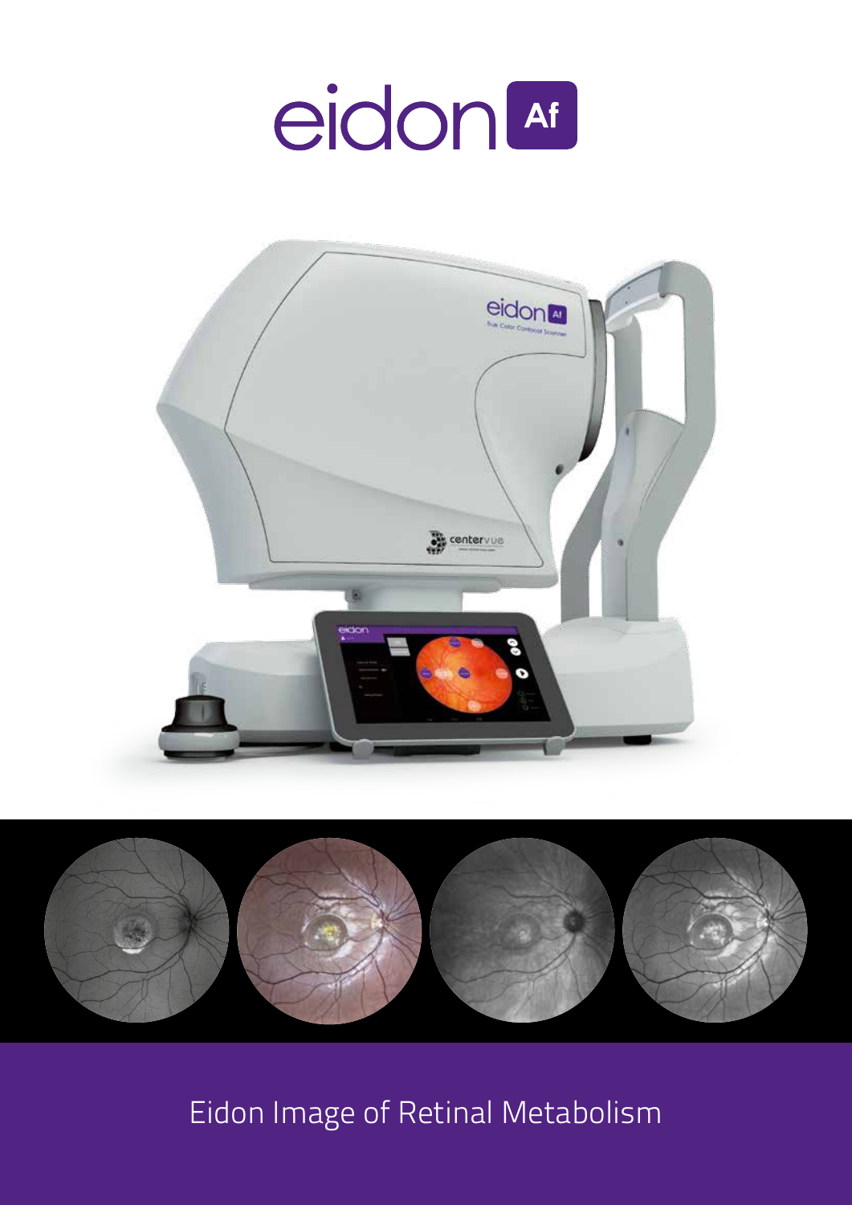# eidon Af

Eidon Image of Retinal Metabolism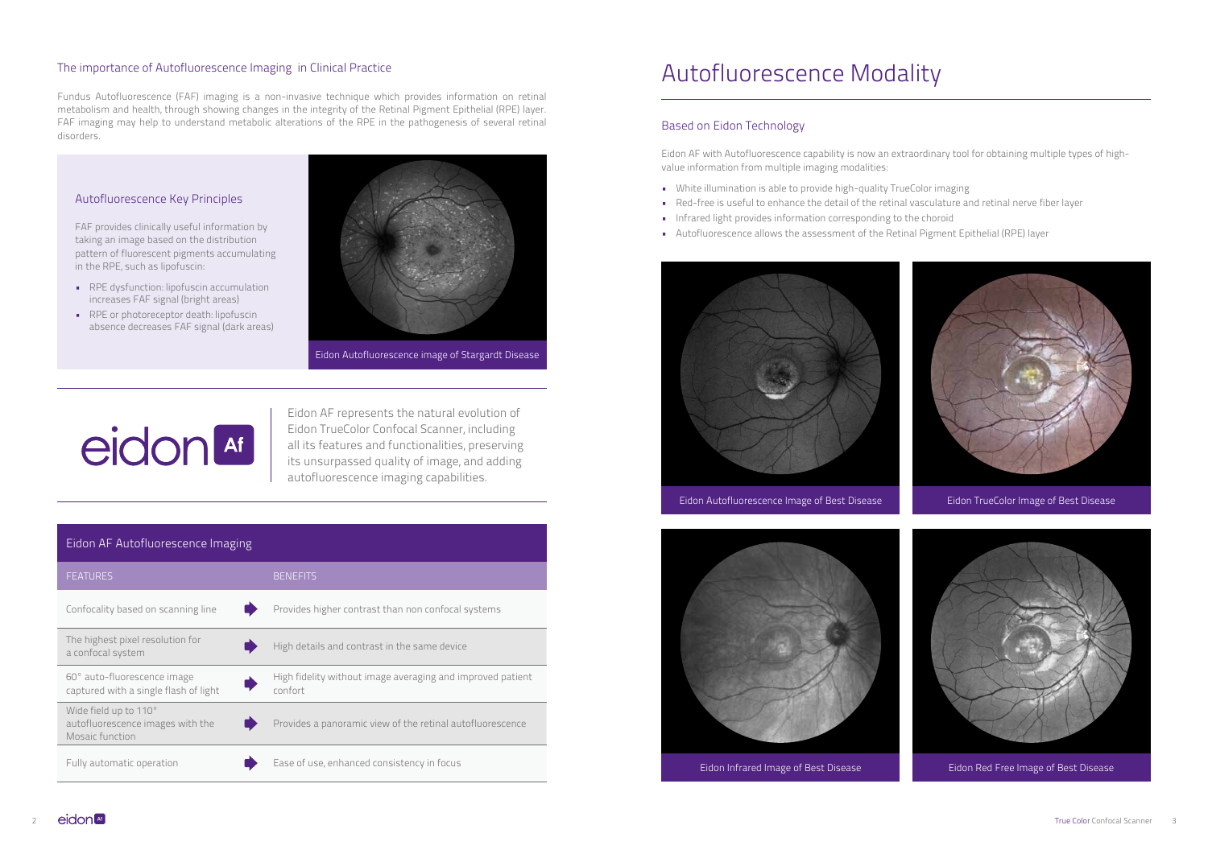## The importance of Autofluorescence Imaging in Clinical Practice

Fundus Autofluorescence (FAF) imaging is a non-invasive technique which provides information on retinal metabolism and health, through showing changes in the integrity of the Retinal Pigment Epithelial (RPE) layer. FAF imaging may help to understand metabolic alterations of the RPE in the pathogenesis of several retinal disorders.

### Autofluorescence Key Principles

FAF provides clinically useful information by taking an image based on the distribution pattern of fluorescent pigments accumulating in the RPE, such as lipofuscin:

- RPE dysfunction: lipofuscin accumulation increases FAF signal (bright areas)
- RPE or photoreceptor death: lipofuscin absence decreases FAF signal (dark areas)

Eidon Autofluorescence image of Stargardt Disease

eidon Af

Eidon AF represents the natural evolution of Eidon TrueColor Confocal Scanner, including all its features and functionalities, preserving its unsurpassed quality of image, and adding autofluorescence imaging capabilities.

### Eidon AF Autofluorescence Imaging

| FEATURES | BENEFITS |
|---|---|
| Confocality based on scanning line | Provides higher contrast than non confocal systems |
| The highest pixel resolution for a confocal system | High details and contrast in the same device |
| 60° auto-fluorescence image captured with a single flash of light | High fidelity without image averaging and improved patient confort |
| Wide field up to 110° autofluorescence images with the Mosaic function | Provides a panoramic view of the retinal autofluorescence |
| Fully automatic operation | Ease of use, enhanced consistency in focus |

# Autofluorescence Modality

## Based on Eidon Technology

Eidon AF with Autofluorescence capability is now an extraordinary tool for obtaining multiple types of high-value information from multiple imaging modalities:

- White illumination is able to provide high-quality TrueColor imaging
- Red-free is useful to enhance the detail of the retinal vasculature and retinal nerve fiber layer
- Infrared light provides information corresponding to the choroid
- Autofluorescence allows the assessment of the Retinal Pigment Epithelial (RPE) layer

Eidon Autofluorescence Image of Best Disease

Eidon TrueColor Image of Best Disease

Eidon Infrared Image of Best Disease

Eidon Red Free Image of Best Disease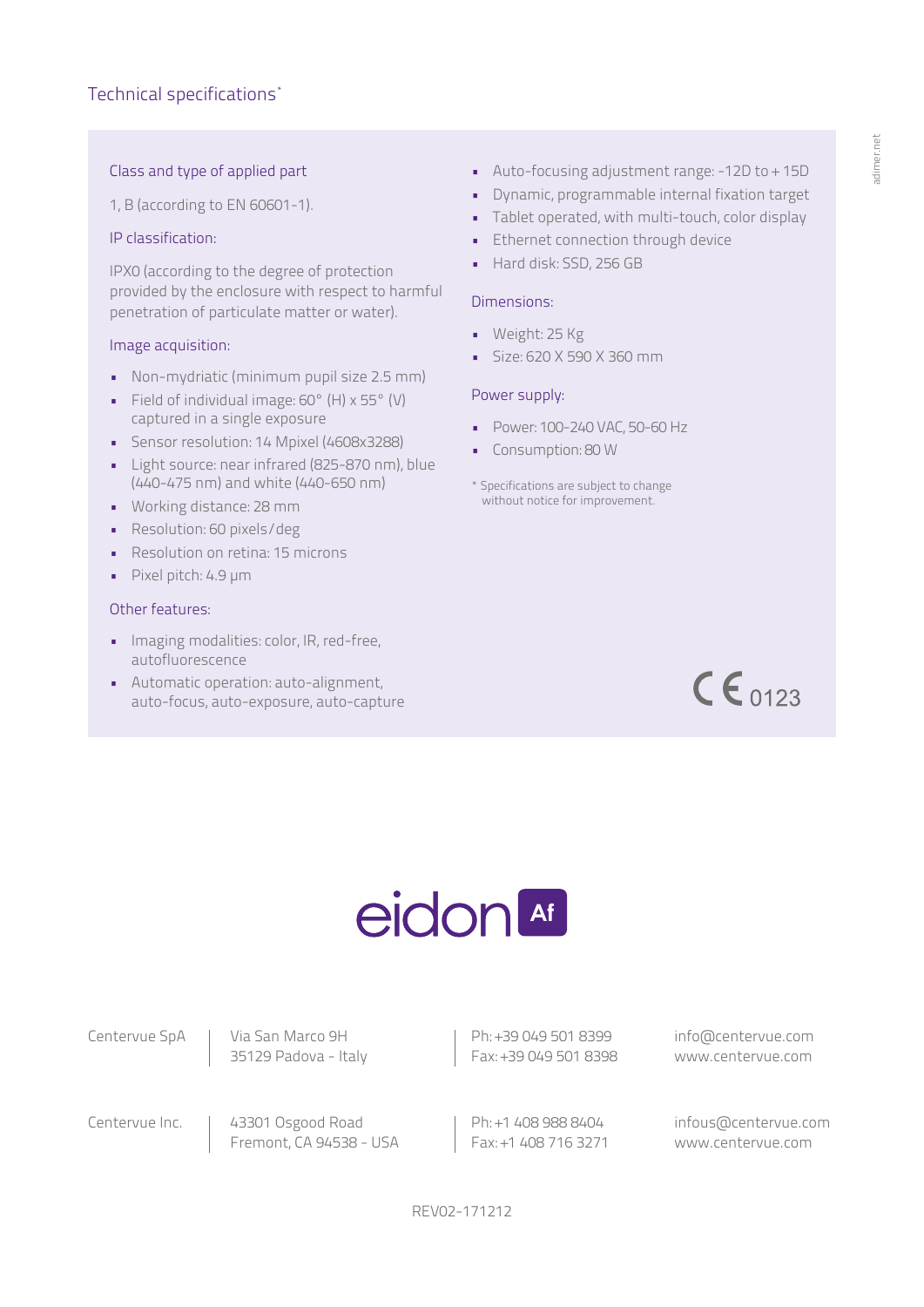## Technical specifications*

### Class and type of applied part

1, B (according to EN 60601-1).

### IP classification:

IPX0 (according to the degree of protection provided by the enclosure with respect to harmful penetration of particulate matter or water).

### Image acquisition:

- Non-mydriatic (minimum pupil size 2.5 mm)
- Field of individual image: 60° (H) x 55° (V) captured in a single exposure
- Sensor resolution: 14 Mpixel (4608x3288)
- Light source: near infrared (825-870 nm), blue (440-475 nm) and white (440-650 nm)
- Working distance: 28 mm
- Resolution: 60 pixels/deg
- Resolution on retina: 15 microns
- Pixel pitch: 4.9 µm

### Other features:

- Imaging modalities: color, IR, red-free, autofluorescence
- Automatic operation: auto-alignment, auto-focus, auto-exposure, auto-capture
- Auto-focusing adjustment range: -12D to +15D
- Dynamic, programmable internal fixation target
- Tablet operated, with multi-touch, color display
- Ethernet connection through device
- Hard disk: SSD, 256 GB

### Dimensions:

- Weight: 25 Kg
- Size: 620 X 590 X 360 mm

### Power supply:

- Power: 100-240 VAC, 50-60 Hz
- Consumption: 80 W

* Specifications are subject to change without notice for improvement.

CE 0123

eidon Af

| | | | |
|---|---|---|---|
| Centervue SpA | Via San Marco 9H<br>35129 Padova - Italy | Ph: +39 049 501 8399<br>Fax: +39 049 501 8398 | info@centervue.com<br>www.centervue.com |
| Centervue Inc. | 43301 Osgood Road<br>Fremont, CA 94538 - USA | Ph: +1 408 988 8404<br>Fax: +1 408 716 3271 | infous@centervue.com<br>www.centervue.com |

REV02-171212